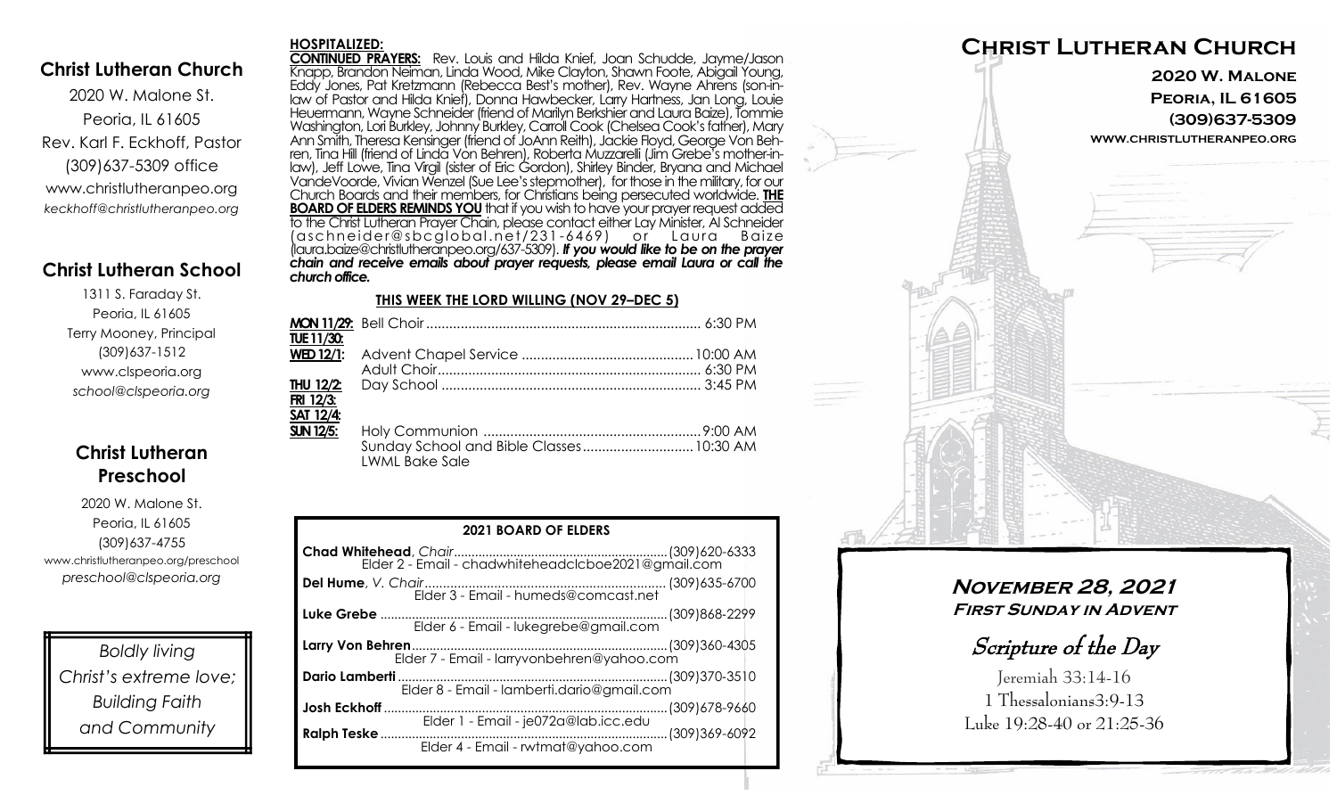## Christ Lutheran Church

2020 W. Malone St.
Peoria, IL 61605
Rev. Karl F. Eckhoff, Pastor
(309)637-5309 office
www.christlutheranpeo.org
*keckhoff@christlutheranpeo.org*

## Christ Lutheran School

1311 S. Faraday St.
Peoria, IL 61605
Terry Mooney, Principal
(309)637-1512
www.clspeoria.org
*school@clspeoria.org*

## Christ Lutheran Preschool

2020 W. Malone St.
Peoria, IL 61605
(309)637-4755
www.christlutheranpeo.org/preschool
*preschool@clspeoria.org*

*Boldly living*
*Christ's extreme love;*
*Building Faith*
*and Community*

**HOSPITALIZED:**

**CONTINUED PRAYERS:** Rev. Louis and Hilda Knief, Joan Schudde, Jayme/Jason Knapp, Brandon Neiman, Linda Wood, Mike Clayton, Shawn Foote, Abigail Young, Eddy Jones, Pat Kretzmann (Rebecca Best's mother), Rev. Wayne Ahrens (son-in-law of Pastor and Hilda Knief), Donna Hawbecker, Larry Hartness, Jan Long, Louie Heuermann, Wayne Schneider (friend of Marilyn Berkshier and Laura Baize), Tommie Washington, Lori Burkley, Johnny Burkley, Carroll Cook (Chelsea Cook's father), Mary Ann Smith, Theresa Kensinger (friend of JoAnn Reith), Jackie Floyd, George Von Behren, Tina Hill (friend of Linda Von Behren), Roberta Muzzarelli (Jim Grebe's mother-in-law), Jeff Lowe, Tina Virgil (sister of Eric Gordon), Shirley Binder, Bryana and Michael VandeVoorde, Vivian Wenzel (Sue Lee's stepmother), for those in the military, for our Church Boards and their members, for Christians being persecuted worldwide. **THE BOARD OF ELDERS REMINDS YOU** that if you wish to have your prayer request added to the Christ Lutheran Prayer Chain, please contact either Lay Minister, Al Schneider (aschneider@sbcglobal.net/231-6469) or Laura Baize (laura.baize@christlutheranpeo.org/637-5309). ***If you would like to be on the prayer chain and receive emails about prayer requests, please email Laura or call the church office.***

### THIS WEEK THE LORD WILLING (NOV 29–DEC 5)

| | | |
|---|---|---|
| **MON 11/29:** | Bell Choir | 6:30 PM |
| **TUE 11/30:** | | |
| **WED 12/1:** | Advent Chapel Service | 10:00 AM |
| | Adult Choir | 6:30 PM |
| **THU 12/2:** | Day School | 3:45 PM |
| **FRI 12/3:** | | |
| **SAT 12/4:** | | |
| **SUN 12/5:** | Holy Communion | 9:00 AM |
| | Sunday School and Bible Classes | 10:30 AM |
| | LWML Bake Sale | |

### 2021 BOARD OF ELDERS

**Chad Whitehead**, *Chair* ... (309)620-6333
Elder 2 - Email - chadwhiteheadclcboe2021@gmail.com

**Del Hume**, *V. Chair* ... (309)635-6700
Elder 3 - Email - humeds@comcast.net

**Luke Grebe** ... (309)868-2299
Elder 6 - Email - lukegrebe@gmail.com

**Larry Von Behren** ... (309)360-4305
Elder 7 - Email - larryvonbehren@yahoo.com

**Dario Lamberti** ... (309)370-3510
Elder 8 - Email - lamberti.dario@gmail.com

**Josh Eckhoff** ... (309)678-9660
Elder 1 - Email - je072a@lab.icc.edu

**Ralph Teske** ... (309)369-6092
Elder 4 - Email - rwtmat@yahoo.com

# Christ Lutheran Church

**2020 W. Malone**
**Peoria, IL 61605**
**(309)637-5309**
**www.christlutheranpeo.org**

## *November 28, 2021*
### *First Sunday in Advent*

## *Scripture of the Day*

Jeremiah 33:14-16
1 Thessalonians3:9-13
Luke 19:28-40 or 21:25-36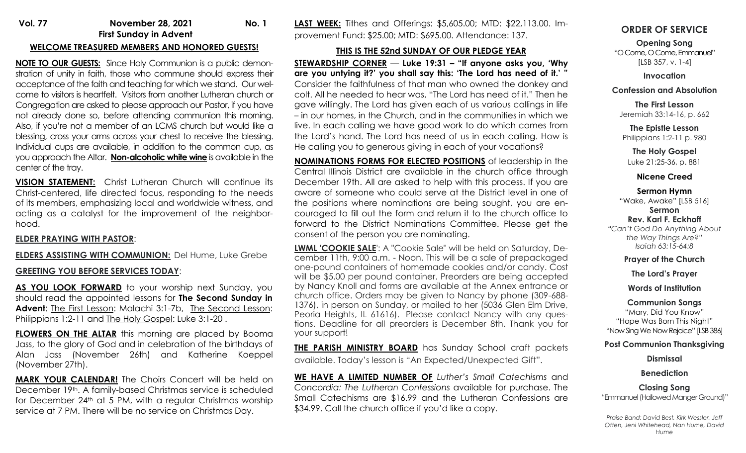**Vol. 77** **November 28, 2021** **No. 1**

**First Sunday in Advent**

## WELCOME TREASURED MEMBERS AND HONORED GUESTS!

**NOTE TO OUR GUESTS:** Since Holy Communion is a public demonstration of unity in faith, those who commune should express their acceptance of the faith and teaching for which we stand. Our welcome to visitors is heartfelt. Visitors from another Lutheran church or Congregation are asked to please approach our Pastor, if you have not already done so, before attending communion this morning. Also, if you're not a member of an LCMS church but would like a blessing, cross your arms across your chest to receive the blessing. Individual cups are available, in addition to the common cup, as you approach the Altar. **Non-alcoholic white wine** is available in the center of the tray.

**VISION STATEMENT:** Christ Lutheran Church will continue its Christ-centered, life directed focus, responding to the needs of its members, emphasizing local and worldwide witness, and acting as a catalyst for the improvement of the neighborhood.

**ELDER PRAYING WITH PASTOR**:

**ELDERS ASSISTING WITH COMMUNION:** Del Hume, Luke Grebe

**GREETING YOU BEFORE SERVICES TODAY**:

**AS YOU LOOK FORWARD** to your worship next Sunday, you should read the appointed lessons for **The Second Sunday in Advent**: The First Lesson: Malachi 3:1-7b, The Second Lesson: Philippians 1:2-11 and The Holy Gospel: Luke 3:1-20 .

**FLOWERS ON THE ALTAR** this morning are placed by Booma Jass, to the glory of God and in celebration of the birthdays of Alan Jass (November 26th) and Katherine Koeppel (November 27th).

**MARK YOUR CALENDAR!** The Choirs Concert will be held on December 19th. A family-based Christmas service is scheduled for December 24th at 5 PM, with a regular Christmas worship service at 7 PM. There will be no service on Christmas Day.

**LAST WEEK:** Tithes and Offerings: $5,605.00; MTD: $22,113.00. Improvement Fund: $25.00; MTD: $695.00. Attendance: 137.

**THIS IS THE 52nd SUNDAY OF OUR PLEDGE YEAR**

**STEWARDSHIP CORNER** — **Luke 19:31 – "If anyone asks you, 'Why are you untying it?' you shall say this: 'The Lord has need of it.' "** Consider the faithfulness of that man who owned the donkey and colt. All he needed to hear was, "The Lord has need of it." Then he gave willingly. The Lord has given each of us various callings in life – in our homes, in the Church, and in the communities in which we live. In each calling we have good work to do which comes from the Lord's hand. The Lord has need of us in each calling. How is He calling you to generous giving in each of your vocations?

**NOMINATIONS FORMS FOR ELECTED POSITIONS** of leadership in the Central Illinois District are available in the church office through December 19th. All are asked to help with this process. If you are aware of someone who could serve at the District level in one of the positions where nominations are being sought, you are encouraged to fill out the form and return it to the church office to forward to the District Nominations Committee. Please get the consent of the person you are nominating.

**LWML 'COOKIE SALE'**: A "Cookie Sale" will be held on Saturday, December 11th, 9:00 a.m. - Noon. This will be a sale of prepackaged one-pound containers of homemade cookies and/or candy. Cost will be $5.00 per pound container. Preorders are being accepted by Nancy Knoll and forms are available at the Annex entrance or church office. Orders may be given to Nancy by phone (309-688-1376), in person on Sunday, or mailed to her (5036 Glen Elm Drive, Peoria Heights, IL 61616). Please contact Nancy with any questions. Deadline for all preorders is December 8th. Thank you for your support!

**THE PARISH MINISTRY BOARD** has Sunday School craft packets available. Today's lesson is "An Expected/Unexpected Gift".

**WE HAVE A LIMITED NUMBER OF** *Luther's Small Catechisms* and *Concordia: The Lutheran Confessions* available for purchase. The Small Catechisms are $16.99 and the Lutheran Confessions are $34.99. Call the church office if you'd like a copy.

## ORDER OF SERVICE

**Opening Song**
"O Come, O Come, Emmanuel"
[LSB 357, v. 1-4]

**Invocation**

**Confession and Absolution**

**The First Lesson**
Jeremiah 33:14-16, p. 662

**The Epistle Lesson**
Philippians 1:2-11 p. 980

**The Holy Gospel**
Luke 21:25-36, p. 881

**Nicene Creed**

**Sermon Hymn**
"Wake, Awake" [LSB 516]

**Sermon**
**Rev. Karl F. Eckhoff**
*"Can't God Do Anything About the Way Things Are?"*
*Isaiah 63:15-64:8*

**Prayer of the Church**

**The Lord's Prayer**

**Words of Institution**

**Communion Songs**
"Mary, Did You Know"
"Hope Was Born This Night"
"Now Sing We Now Rejoice" [LSB 386]

**Post Communion Thanksgiving**

**Dismissal**

**Benediction**

**Closing Song**
"Emmanuel (Hallowed Manger Ground)"

*Praise Band: David Best, Kirk Wessler, Jeff Otten, Jeni Whitehead, Nan Hume, David Hume*